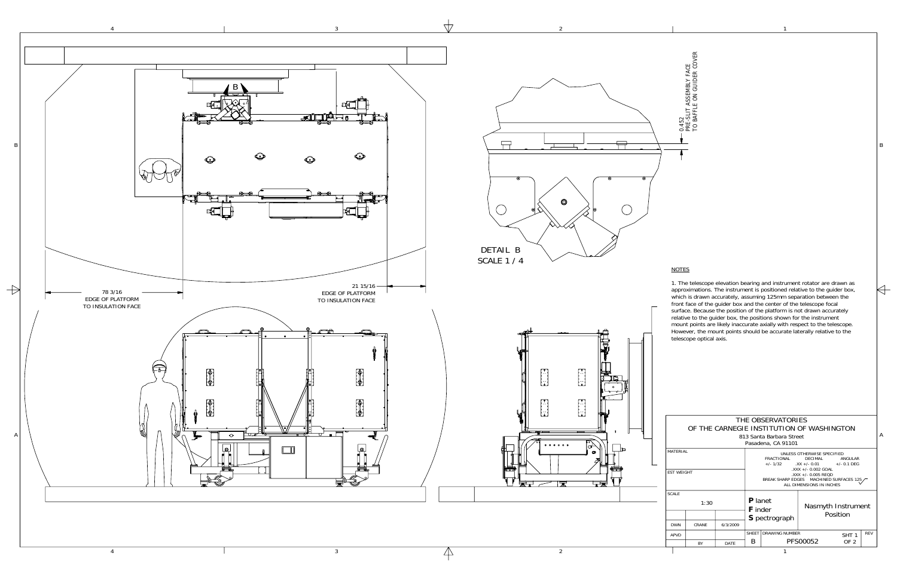DETAIL B
SCALE 1 / 4

0.452
PRE-SLIT ASSEMBLY FACE
TO BAFFLE ON GUIDER COVER

78 3/16
EDGE OF PLATFORM
TO INSULATION FACE

21 15/16
EDGE OF PLATFORM
TO INSULATION FACE

## NOTES

1. The telescope elevation bearing and instrument rotator are drawn as approximations. The instrument is positioned relative to the guider box, which is drawn accurately, assuming 125mm separation between the front face of the guider box and the center of the telescope focal surface. Because the position of the platform is not drawn accurately relative to the guider box, the positions shown for the instrument mount points are likely inaccurate axially with respect to the telescope. However, the mount points should be accurate laterally relative to the telescope optical axis.

THE OBSERVATORIES
OF THE CARNEGIE INSTITUTION OF WASHINGTON
813 Santa Barbara Street
Pasadena, CA 91101

| MATERIAL | | UNLESS OTHERWISE SPECIFIED | |
|---|---|---|---|
| EST WEIGHT | | FRACTIONAL +/- 1/32 · DECIMAL .XX +/- 0.01, .XXX +/- 0.002 GOAL, .XXX +/- 0.005 REQD · ANGULAR +/- 0.1 DEG · BREAK SHARP EDGES · MACHINED SURFACES 125 · ALL DIMENSIONS IN INCHES | |
| SCALE | 1:30 | **P**lanet **F**inder **S**pectrograph | Nasmyth Instrument Position |
| DWN | CRANE 6/3/2009 | SHEET B | DRAWING NUMBER PFS00052 |
| APVD | | SHT 1 OF 2 | REV |
| | BY / DATE | | |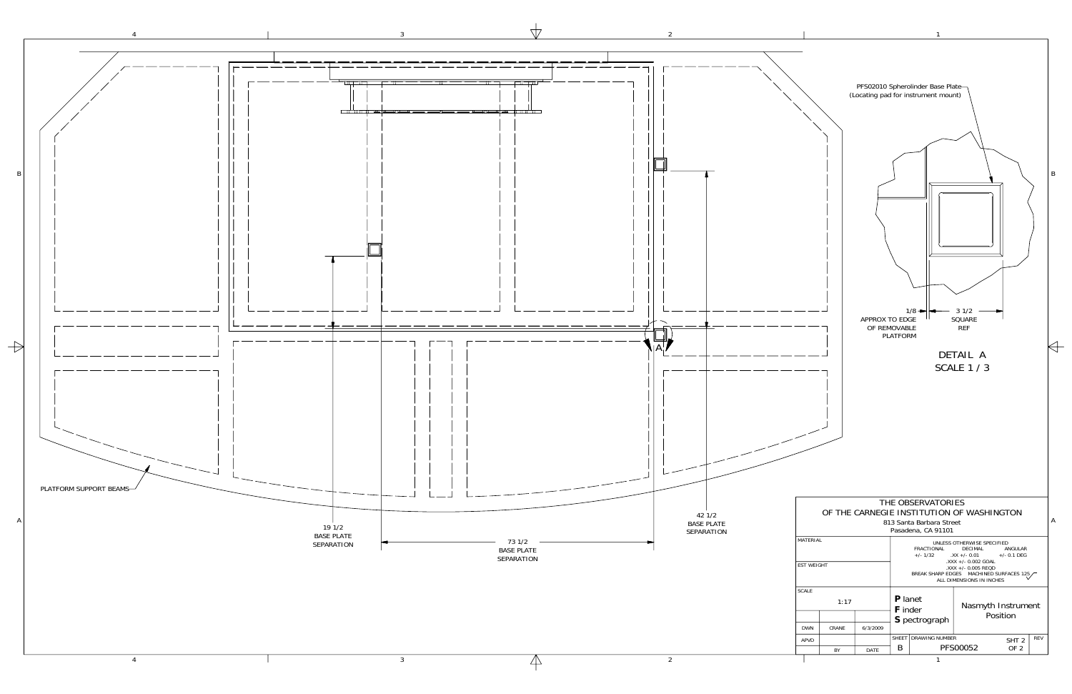PFS02010 Spherolinder Base Plate
(Locating pad for instrument mount)

1/8
APPROX TO EDGE
OF REMOVABLE
PLATFORM

3 1/2
SQUARE
REF

DETAIL A
SCALE 1 / 3

A

PLATFORM SUPPORT BEAMS

19 1/2
BASE PLATE
SEPARATION

73 1/2
BASE PLATE
SEPARATION

42 1/2
BASE PLATE
SEPARATION

THE OBSERVATORIES
OF THE CARNEGIE INSTITUTION OF WASHINGTON
813 Santa Barbara Street
Pasadena, CA 91101

| | | | | |
|---|---|---|---|---|
| MATERIAL | | | UNLESS OTHERWISE SPECIFIED<br>FRACTIONAL +/- 1/32 · DECIMAL .XX +/- 0.01, .XXX +/- 0.002 GOAL, .XXX +/- 0.005 REQD · ANGULAR +/- 0.1 DEG<br>BREAK SHARP EDGES MACHINED SURFACES 125<br>ALL DIMENSIONS IN INCHES | |
| EST WEIGHT | | | | |
| SCALE | 1:17 | | **P**lanet **F**inder **S**pectrograph | Nasmyth Instrument Position |
| DWN | CRANE | 6/3/2009 | | |
| APVD | | | SHEET B | DRAWING NUMBER PFS00052 · SHT 2 OF 2 · REV |
| | BY | DATE | | |